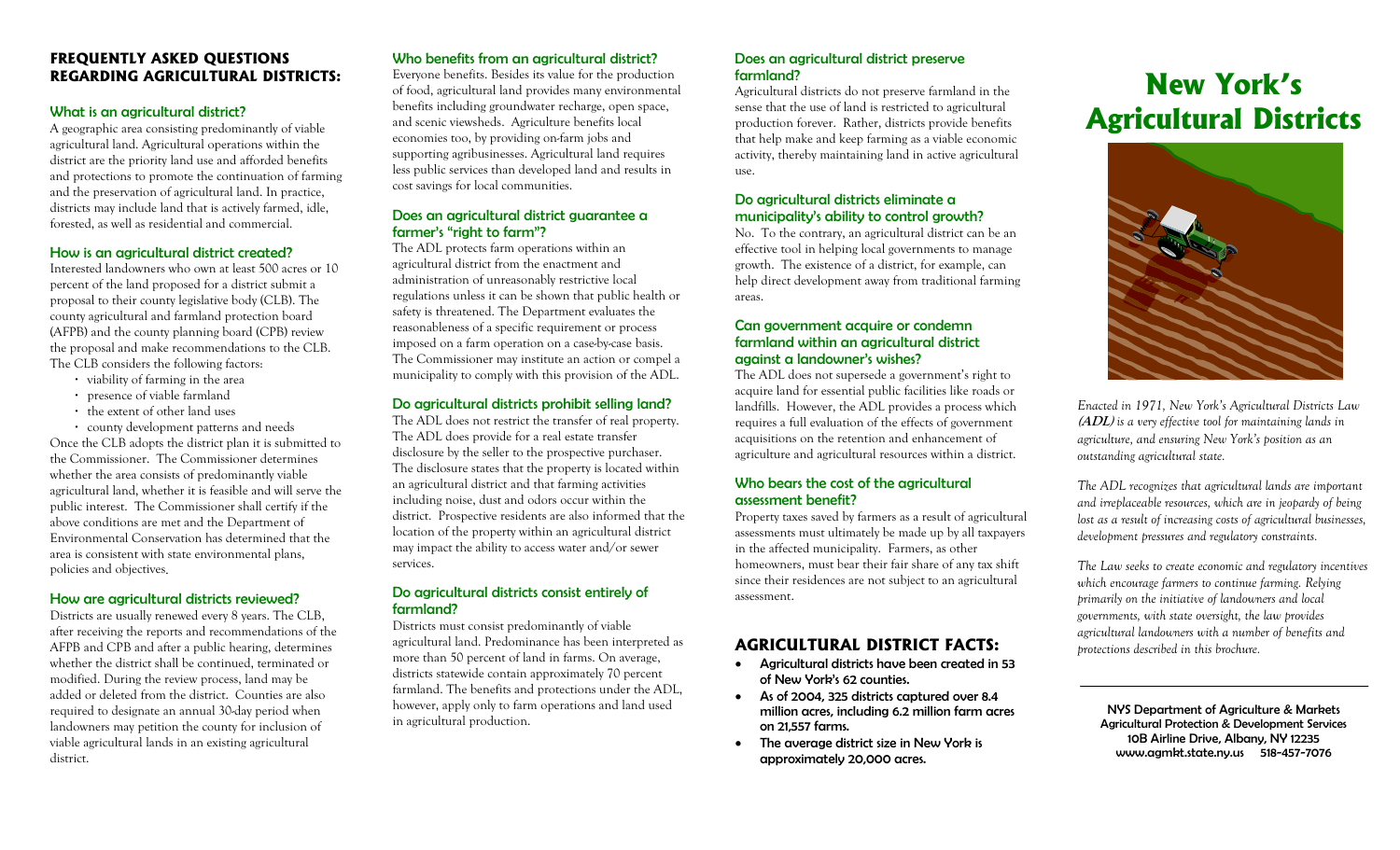## FREQUENTLY ASKED QUESTIONS REGARDING AGRICULTURAL DISTRICTS:

### What is an agricultural district?

A geographic area consisting predominantly of viable agricultural land. Agricultural operations within the district are the priority land use and afforded benefits and protections to promote the continuation of farming and the preservation of agricultural land. In practice, districts may include land that is actively farmed, idle, forested, as well as residential and commercial.

### How is an agricultural district created?

Interested landowners who own at least 500 acres or 10 percent of the land proposed for a district submit a proposal to their county legislative body (CLB). The county agricultural and farmland protection board (AFPB) and the county planning board (CPB) review the proposal and make recommendations to the CLB. The CLB considers the following factors:

- viability of farming in the area
- presence of viable farmland
- the extent of other land uses
- county development patterns and needs

Once the CLB adopts the district plan it is submitted to the Commissioner. The Commissioner determines whether the area consists of predominantly viable agricultural land, whether it is feasible and will serve the public interest. The Commissioner shall certify if the above conditions are met and the Department of Environmental Conservation has determined that the area is consistent with state environmental plans, policies and objectives.

### How are agricultural districts reviewed?

Districts are usually renewed every 8 years. The CLB, after receiving the reports and recommendations of the AFPB and CPB and after a public hearing, determines whether the district shall be continued, terminated or modified. During the review process, land may be added or deleted from the district. Counties are also required to designate an annual 30-day period when landowners may petition the county for inclusion of viable agricultural lands in an existing agricultural district.

### Who benefits from an agricultural district?

Everyone benefits. Besides its value for the production of food, agricultural land provides many environmental benefits including groundwater recharge, open space, and scenic viewsheds. Agriculture benefits local economies too, by providing on-farm jobs and supporting agribusinesses. Agricultural land requires less public services than developed land and results in cost savings for local communities.

### Does an agricultural district guarantee a farmer's "right to farm"?

The ADL protects farm operations within an agricultural district from the enactment and administration of unreasonably restrictive local regulations unless it can be shown that public health or safety is threatened. The Department evaluates the reasonableness of a specific requirement or process imposed on a farm operation on a case-by-case basis. The Commissioner may institute an action or compel a municipality to comply with this provision of the ADL.

### Do agricultural districts prohibit selling land?

The ADL does not restrict the transfer of real property. The ADL does provide for a real estate transfer disclosure by the seller to the prospective purchaser. The disclosure states that the property is located within an agricultural district and that farming activities including noise, dust and odors occur within the district. Prospective residents are also informed that the location of the property within an agricultural district may impact the ability to access water and/or sewer services.

### Do agricultural districts consist entirely of farmland?

Districts must consist predominantly of viable agricultural land. Predominance has been interpreted as more than 50 percent of land in farms. On average, districts statewide contain approximately 70 percent farmland. The benefits and protections under the ADL, however, apply only to farm operations and land used in agricultural production.

### Does an agricultural district preserve farmland?

Agricultural districts do not preserve farmland in the sense that the use of land is restricted to agricultural production forever. Rather, districts provide benefits that help make and keep farming as a viable economic activity, thereby maintaining land in active agricultural use.

### Do agricultural districts eliminate a municipality's ability to control growth?

No. To the contrary, an agricultural district can be an effective tool in helping local governments to manage growth. The existence of a district, for example, can help direct development away from traditional farming areas.

### Can government acquire or condemn farmland within an agricultural district against a landowner's wishes?

The ADL does not supersede a government's right to acquire land for essential public facilities like roads or landfills. However, the ADL provides a process which requires a full evaluation of the effects of government acquisitions on the retention and enhancement of agriculture and agricultural resources within a district.

### Who bears the cost of the agricultural assessment benefit?

Property taxes saved by farmers as a result of agricultural assessments must ultimately be made up by all taxpayers in the affected municipality. Farmers, as other homeowners, must bear their fair share of any tax shift since their residences are not subject to an agricultural assessment.

## AGRICULTURAL DISTRICT FACTS:

- Agricultural districts have been created in 53 of New York's 62 counties.
- As of 2004, 325 districts captured over 8.4 million acres, including 6.2 million farm acres on 21,557 farms.
- The average district size in New York is approximately 20,000 acres.

# New York's Agricultural Districts

*Enacted in 1971, New York's Agricultural Districts Law* ***(ADL)*** *is a very effective tool for maintaining lands in agriculture, and ensuring New York's position as an outstanding agricultural state.*

*The ADL recognizes that agricultural lands are important and irreplaceable resources, which are in jeopardy of being lost as a result of increasing costs of agricultural businesses, development pressures and regulatory constraints.*

*The Law seeks to create economic and regulatory incentives which encourage farmers to continue farming. Relying primarily on the initiative of landowners and local governments, with state oversight, the law provides agricultural landowners with a number of benefits and protections described in this brochure.*

NYS Department of Agriculture & Markets
Agricultural Protection & Development Services
10B Airline Drive, Albany, NY 12235
www.agmkt.state.ny.us 518-457-7076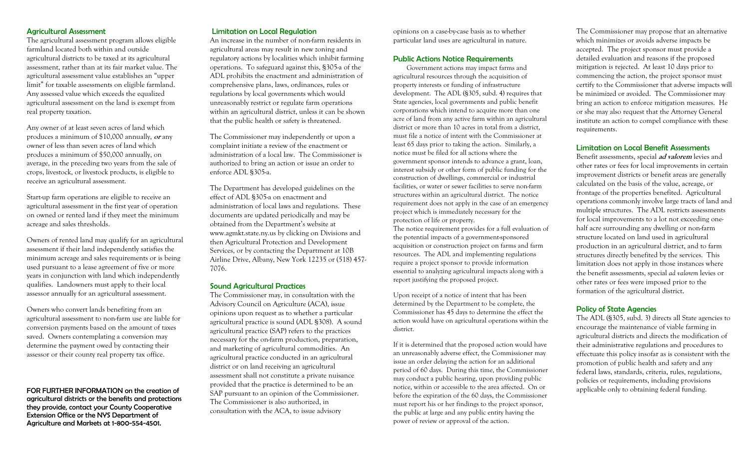## Agricultural Assessment

The agricultural assessment program allows eligible farmland located both within and outside agricultural districts to be taxed at its agricultural assessment, rather than at its fair market value. The agricultural assessment value establishes an "upper limit" for taxable assessments on eligible farmland. Any assessed value which exceeds the equalized agricultural assessment on the land is exempt from real property taxation.

Any owner of at least seven acres of land which produces a minimum of $10,000 annually, ***or*** any owner of less than seven acres of land which produces a minimum of $50,000 annually, on average, in the preceding two years from the sale of crops, livestock, or livestock products, is eligible to receive an agricultural assessment.

Start-up farm operations are eligible to receive an agricultural assessment in the first year of operation on owned or rented land if they meet the minimum acreage and sales thresholds.

Owners of rented land may qualify for an agricultural assessment if their land independently satisfies the minimum acreage and sales requirements or is being used pursuant to a lease agreement of five or more years in conjunction with land which independently qualifies. Landowners must apply to their local assessor annually for an agricultural assessment.

Owners who convert lands benefiting from an agricultural assessment to non-farm use are liable for conversion payments based on the amount of taxes saved. Owners contemplating a conversion may determine the payment owed by contacting their assessor or their county real property tax office.

**FOR FURTHER INFORMATION on the creation of agricultural districts or the benefits and protections they provide, contact your County Cooperative Extension Office or the NYS Department of Agriculture and Markets at 1-800-554-4501.**

## Limitation on Local Regulation

An increase in the number of non-farm residents in agricultural areas may result in new zoning and regulatory actions by localities which inhibit farming operations. To safeguard against this, §305-a of the ADL prohibits the enactment and administration of comprehensive plans, laws, ordinances, rules or regulations by local governments which would unreasonably restrict or regulate farm operations within an agricultural district, unless it can be shown that the public health or safety is threatened.

The Commissioner may independently or upon a complaint initiate a review of the enactment or administration of a local law. The Commissioner is authorized to bring an action or issue an order to enforce ADL §305-a.

The Department has developed guidelines on the effect of ADL §305-a on enactment and administration of local laws and regulations. These documents are updated periodically and may be obtained from the Department's website at www.agmkt.state.ny.us by clicking on Divisions and then Agricultural Protection and Development Services, or by contacting the Department at 10B Airline Drive, Albany, New York 12235 or (518) 457-7076.

## Sound Agricultural Practices

The Commissioner may, in consultation with the Advisory Council on Agriculture (ACA), issue opinions upon request as to whether a particular agricultural practice is sound (ADL §308). A sound agricultural practice (SAP) refers to the practices necessary for the on-farm production, preparation, and marketing of agricultural commodities. An agricultural practice conducted in an agricultural district or on land receiving an agricultural assessment shall not constitute a private nuisance provided that the practice is determined to be an SAP pursuant to an opinion of the Commissioner. The Commissioner is also authorized, in consultation with the ACA, to issue advisory opinions on a case-by-case basis as to whether particular land uses are agricultural in nature.

## Public Actions Notice Requirements

Government actions may impact farms and agricultural resources through the acquisition of property interests or funding of infrastructure development. The ADL (§305, subd. 4) requires that State agencies, local governments and public benefit corporations which intend to acquire more than one acre of land from any active farm within an agricultural district or more than 10 acres in total from a district, must file a notice of intent with the Commissioner at least 65 days prior to taking the action. Similarly, a notice must be filed for all actions where the government sponsor intends to advance a grant, loan, interest subsidy or other form of public funding for the construction of dwellings, commercial or industrial facilities, or water or sewer facilities to serve non-farm structures within an agricultural district. The notice requirement does not apply in the case of an emergency project which is immediately necessary for the protection of life or property.

The notice requirement provides for a full evaluation of the potential impacts of a government-sponsored acquisition or construction project on farms and farm resources. The ADL and implementing regulations require a project sponsor to provide information essential to analyzing agricultural impacts along with a report justifying the proposed project.

Upon receipt of a notice of intent that has been determined by the Department to be complete, the Commissioner has 45 days to determine the effect the action would have on agricultural operations within the district.

If it is determined that the proposed action would have an unreasonably adverse effect, the Commissioner may issue an order delaying the action for an additional period of 60 days. During this time, the Commissioner may conduct a public hearing, upon providing public notice, within or accessible to the area affected. On or before the expiration of the 60 days, the Commissioner must report his or her findings to the project sponsor, the public at large and any public entity having the power of review or approval of the action.

The Commissioner may propose that an alternative which minimizes or avoids adverse impacts be accepted. The project sponsor must provide a detailed evaluation and reasons if the proposed mitigation is rejected. At least 10 days prior to commencing the action, the project sponsor must certify to the Commissioner that adverse impacts will be minimized or avoided. The Commissioner may bring an action to enforce mitigation measures. He or she may also request that the Attorney General institute an action to compel compliance with these requirements.

## Limitation on Local Benefit Assessments

Benefit assessments, special ***ad valorem*** levies and other rates or fees for local improvements in certain improvement districts or benefit areas are generally calculated on the basis of the value, acreage, or frontage of the properties benefited. Agricultural operations commonly involve large tracts of land and multiple structures. The ADL restricts assessments for local improvements to a lot not exceeding one-half acre surrounding any dwelling or non-farm structure located on land used in agricultural production in an agricultural district, and to farm structures directly benefited by the services. This limitation does not apply in those instances where the benefit assessments, special *ad valorem* levies or other rates or fees were imposed prior to the formation of the agricultural district.

## Policy of State Agencies

The ADL (§305, subd. 3) directs all State agencies to encourage the maintenance of viable farming in agricultural districts and directs the modification of their administrative regulations and procedures to effectuate this policy insofar as is consistent with the promotion of public health and safety and any federal laws, standards, criteria, rules, regulations, policies or requirements, including provisions applicable only to obtaining federal funding.